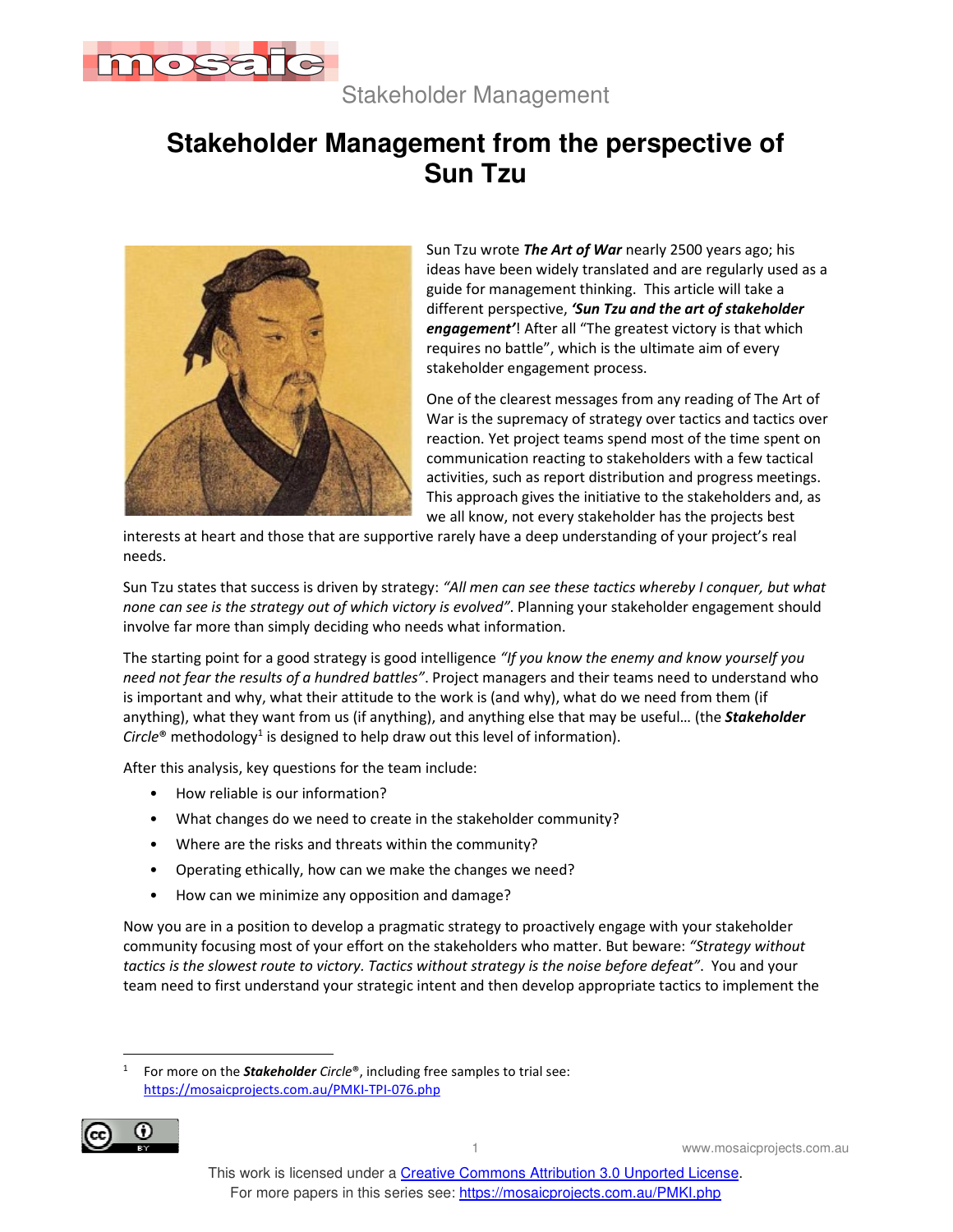# Stakeholder Management from the perspective of Sun Tzu

Sun Tzu wrote ***The Art of War*** nearly 2500 years ago; his ideas have been widely translated and are regularly used as a guide for management thinking. This article will take a different perspective, ***'Sun Tzu and the art of stakeholder engagement'***! After all "The greatest victory is that which requires no battle", which is the ultimate aim of every stakeholder engagement process.

One of the clearest messages from any reading of The Art of War is the supremacy of strategy over tactics and tactics over reaction. Yet project teams spend most of the time spent on communication reacting to stakeholders with a few tactical activities, such as report distribution and progress meetings. This approach gives the initiative to the stakeholders and, as we all know, not every stakeholder has the projects best interests at heart and those that are supportive rarely have a deep understanding of your project's real needs.

Sun Tzu states that success is driven by strategy: *"All men can see these tactics whereby I conquer, but what none can see is the strategy out of which victory is evolved"*. Planning your stakeholder engagement should involve far more than simply deciding who needs what information.

The starting point for a good strategy is good intelligence *"If you know the enemy and know yourself you need not fear the results of a hundred battles"*. Project managers and their teams need to understand who is important and why, what their attitude to the work is (and why), what do we need from them (if anything), what they want from us (if anything), and anything else that may be useful… (the ***Stakeholder*** *Circle*® methodology[1] is designed to help draw out this level of information).

After this analysis, key questions for the team include:

- How reliable is our information?
- What changes do we need to create in the stakeholder community?
- Where are the risks and threats within the community?
- Operating ethically, how can we make the changes we need?
- How can we minimize any opposition and damage?

Now you are in a position to develop a pragmatic strategy to proactively engage with your stakeholder community focusing most of your effort on the stakeholders who matter. But beware: *"Strategy without tactics is the slowest route to victory. Tactics without strategy is the noise before defeat"*. You and your team need to first understand your strategic intent and then develop appropriate tactics to implement the

---

[1] For more on the ***Stakeholder*** *Circle*®, including free samples to trial see: https://mosaicprojects.com.au/PMKI-TPI-076.php

This work is licensed under a Creative Commons Attribution 3.0 Unported License.
For more papers in this series see: https://mosaicprojects.com.au/PMKI.php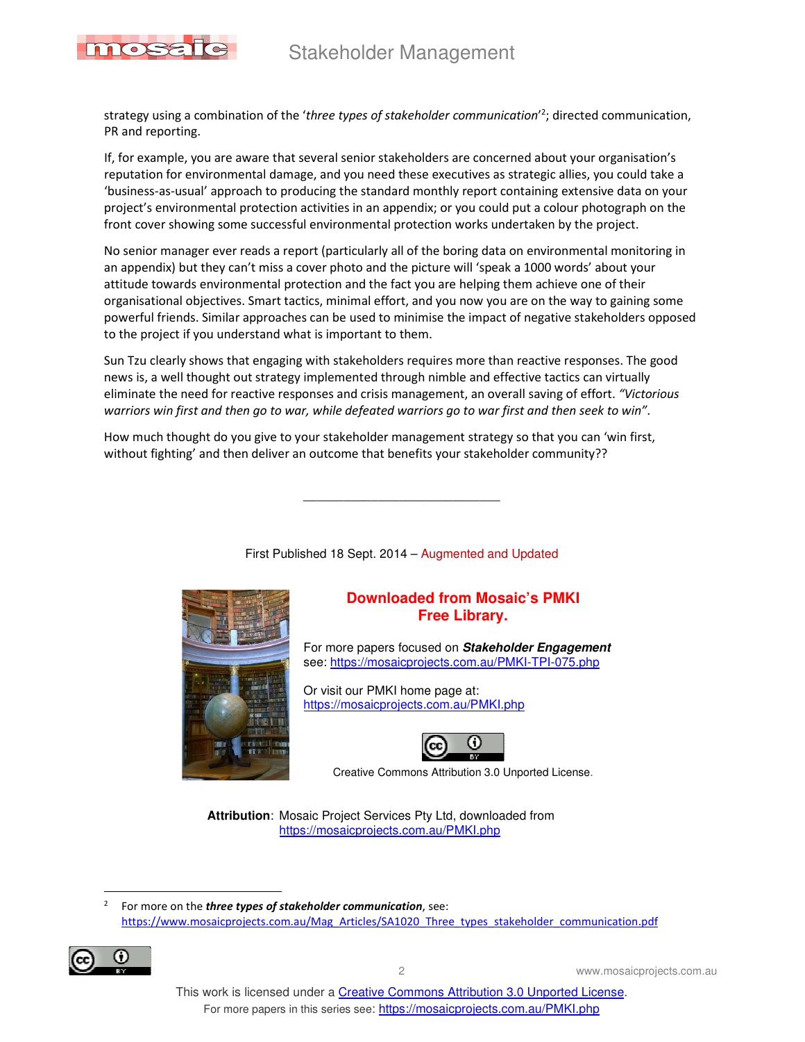strategy using a combination of the '*three types of stakeholder communication*'[2]; directed communication, PR and reporting.

If, for example, you are aware that several senior stakeholders are concerned about your organisation's reputation for environmental damage, and you need these executives as strategic allies, you could take a 'business-as-usual' approach to producing the standard monthly report containing extensive data on your project's environmental protection activities in an appendix; or you could put a colour photograph on the front cover showing some successful environmental protection works undertaken by the project.

No senior manager ever reads a report (particularly all of the boring data on environmental monitoring in an appendix) but they can't miss a cover photo and the picture will 'speak a 1000 words' about your attitude towards environmental protection and the fact you are helping them achieve one of their organisational objectives. Smart tactics, minimal effort, and you now you are on the way to gaining some powerful friends. Similar approaches can be used to minimise the impact of negative stakeholders opposed to the project if you understand what is important to them.

Sun Tzu clearly shows that engaging with stakeholders requires more than reactive responses. The good news is, a well thought out strategy implemented through nimble and effective tactics can virtually eliminate the need for reactive responses and crisis management, an overall saving of effort. *"Victorious warriors win first and then go to war, while defeated warriors go to war first and then seek to win"*.

How much thought do you give to your stakeholder management strategy so that you can 'win first, without fighting' and then deliver an outcome that benefits your stakeholder community??

---

First Published 18 Sept. 2014 – Augmented and Updated

**Downloaded from Mosaic's PMKI Free Library.**

For more papers focused on ***Stakeholder Engagement*** see: https://mosaicprojects.com.au/PMKI-TPI-075.php

Or visit our PMKI home page at: https://mosaicprojects.com.au/PMKI.php

Creative Commons Attribution 3.0 Unported License.

**Attribution**: Mosaic Project Services Pty Ltd, downloaded from https://mosaicprojects.com.au/PMKI.php

---

[2] For more on the ***three types of stakeholder communication***, see: https://www.mosaicprojects.com.au/Mag_Articles/SA1020_Three_types_stakeholder_communication.pdf